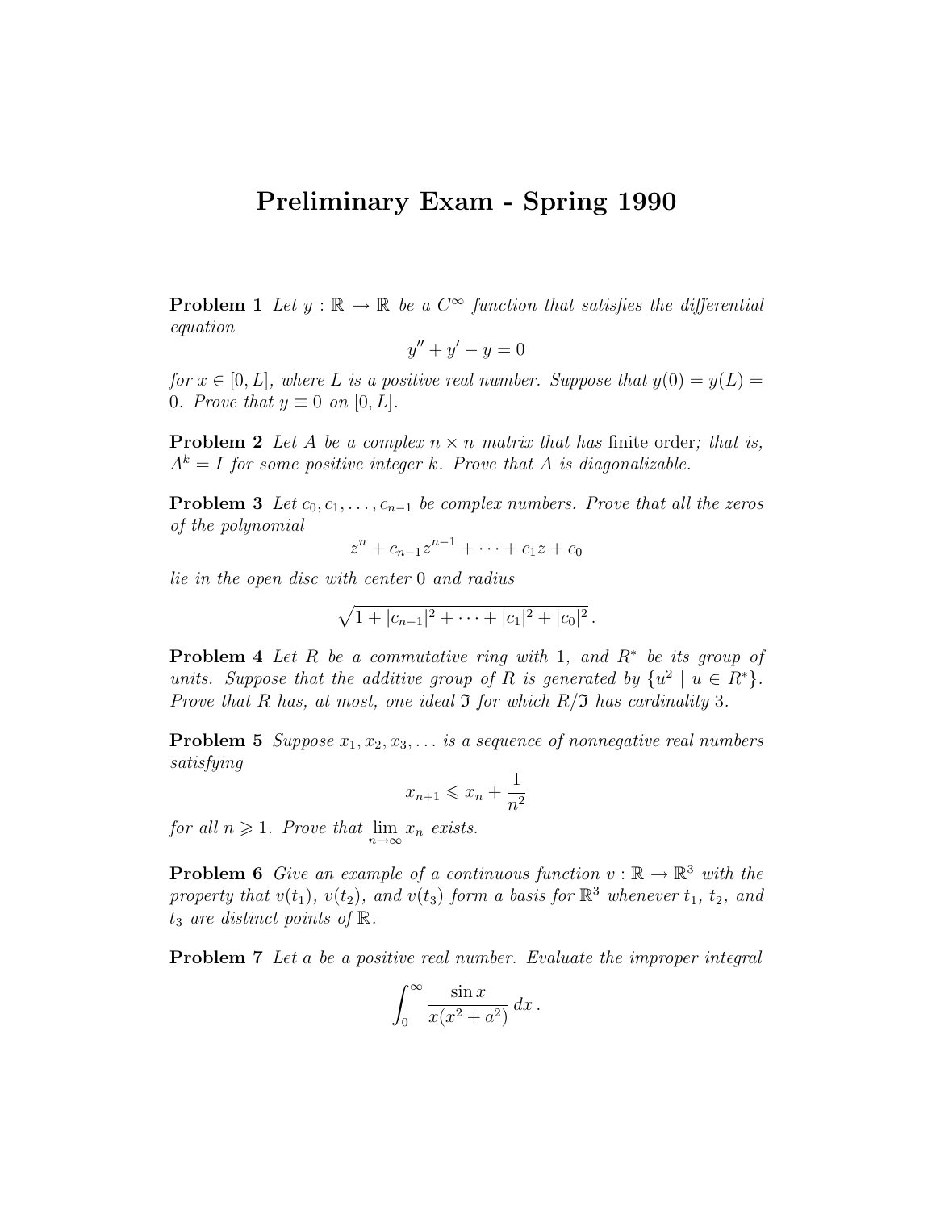# Preliminary Exam - Spring 1990

**Problem 1** *Let $y : \mathbb{R} \to \mathbb{R}$ be a $C^\infty$ function that satisfies the differential equation*

$$y'' + y' - y = 0$$

*for $x \in [0, L]$, where $L$ is a positive real number. Suppose that $y(0) = y(L) = 0$. Prove that $y \equiv 0$ on $[0, L]$.*

**Problem 2** *Let $A$ be a complex $n \times n$ matrix that has* finite order*; that is, $A^k = I$ for some positive integer $k$. Prove that $A$ is diagonalizable.*

**Problem 3** *Let $c_0, c_1, \ldots, c_{n-1}$ be complex numbers. Prove that all the zeros of the polynomial*

$$z^n + c_{n-1}z^{n-1} + \cdots + c_1 z + c_0$$

*lie in the open disc with center 0 and radius*

$$\sqrt{1 + |c_{n-1}|^2 + \cdots + |c_1|^2 + |c_0|^2}\,.$$

**Problem 4** *Let $R$ be a commutative ring with 1, and $R^*$ be its group of units. Suppose that the additive group of $R$ is generated by $\{u^2 \mid u \in R^*\}$. Prove that $R$ has, at most, one ideal $\mathfrak{I}$ for which $R/\mathfrak{I}$ has cardinality 3.*

**Problem 5** *Suppose $x_1, x_2, x_3, \ldots$ is a sequence of nonnegative real numbers satisfying*

$$x_{n+1} \leqslant x_n + \frac{1}{n^2}$$

*for all $n \geqslant 1$. Prove that $\lim_{n\to\infty} x_n$ exists.*

**Problem 6** *Give an example of a continuous function $v : \mathbb{R} \to \mathbb{R}^3$ with the property that $v(t_1)$, $v(t_2)$, and $v(t_3)$ form a basis for $\mathbb{R}^3$ whenever $t_1$, $t_2$, and $t_3$ are distinct points of $\mathbb{R}$.*

**Problem 7** *Let $a$ be a positive real number. Evaluate the improper integral*

$$\int_0^\infty \frac{\sin x}{x(x^2 + a^2)}\,dx\,.$$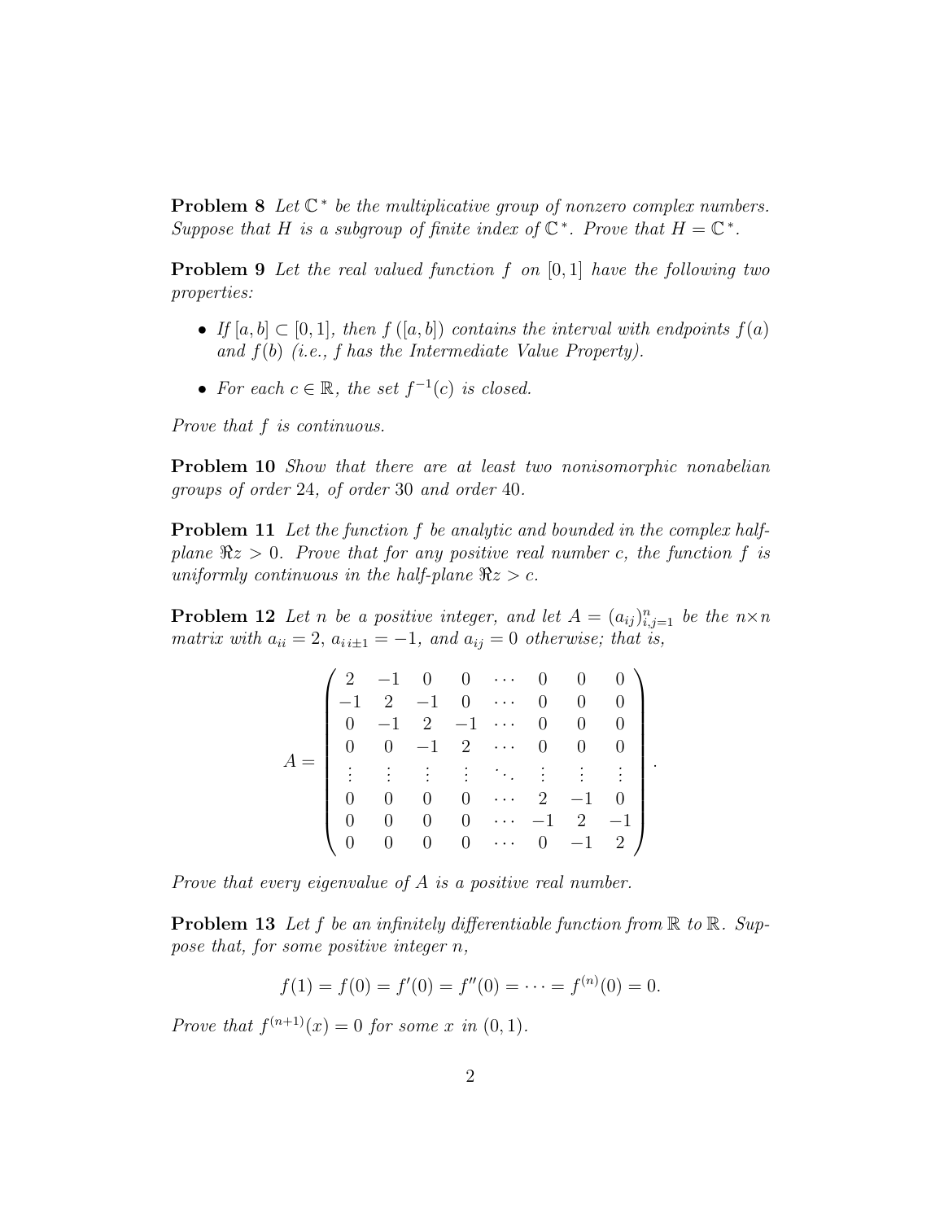**Problem 8** *Let $\mathbb{C}^*$ be the multiplicative group of nonzero complex numbers. Suppose that $H$ is a subgroup of finite index of $\mathbb{C}^*$. Prove that $H = \mathbb{C}^*$.*

**Problem 9** *Let the real valued function $f$ on $[0, 1]$ have the following two properties:*

- *If $[a, b] \subset [0, 1]$, then $f([a, b])$ contains the interval with endpoints $f(a)$ and $f(b)$ (i.e., $f$ has the Intermediate Value Property).*
- *For each $c \in \mathbb{R}$, the set $f^{-1}(c)$ is closed.*

*Prove that $f$ is continuous.*

**Problem 10** *Show that there are at least two nonisomorphic nonabelian groups of order 24, of order 30 and order 40.*

**Problem 11** *Let the function $f$ be analytic and bounded in the complex half-plane $\Re z > 0$. Prove that for any positive real number $c$, the function $f$ is uniformly continuous in the half-plane $\Re z > c$.*

**Problem 12** *Let $n$ be a positive integer, and let $A = (a_{ij})_{i,j=1}^{n}$ be the $n \times n$ matrix with $a_{ii} = 2$, $a_{i\,i\pm 1} = -1$, and $a_{ij} = 0$ otherwise; that is,*

$$A = \begin{pmatrix} 2 & -1 & 0 & 0 & \cdots & 0 & 0 & 0 \\ -1 & 2 & -1 & 0 & \cdots & 0 & 0 & 0 \\ 0 & -1 & 2 & -1 & \cdots & 0 & 0 & 0 \\ 0 & 0 & -1 & 2 & \cdots & 0 & 0 & 0 \\ \vdots & \vdots & \vdots & \vdots & \ddots & \vdots & \vdots & \vdots \\ 0 & 0 & 0 & 0 & \cdots & 2 & -1 & 0 \\ 0 & 0 & 0 & 0 & \cdots & -1 & 2 & -1 \\ 0 & 0 & 0 & 0 & \cdots & 0 & -1 & 2 \end{pmatrix}.$$

*Prove that every eigenvalue of $A$ is a positive real number.*

**Problem 13** *Let $f$ be an infinitely differentiable function from $\mathbb{R}$ to $\mathbb{R}$. Suppose that, for some positive integer $n$,*

$$f(1) = f(0) = f'(0) = f''(0) = \cdots = f^{(n)}(0) = 0.$$

*Prove that $f^{(n+1)}(x) = 0$ for some $x$ in $(0, 1)$.*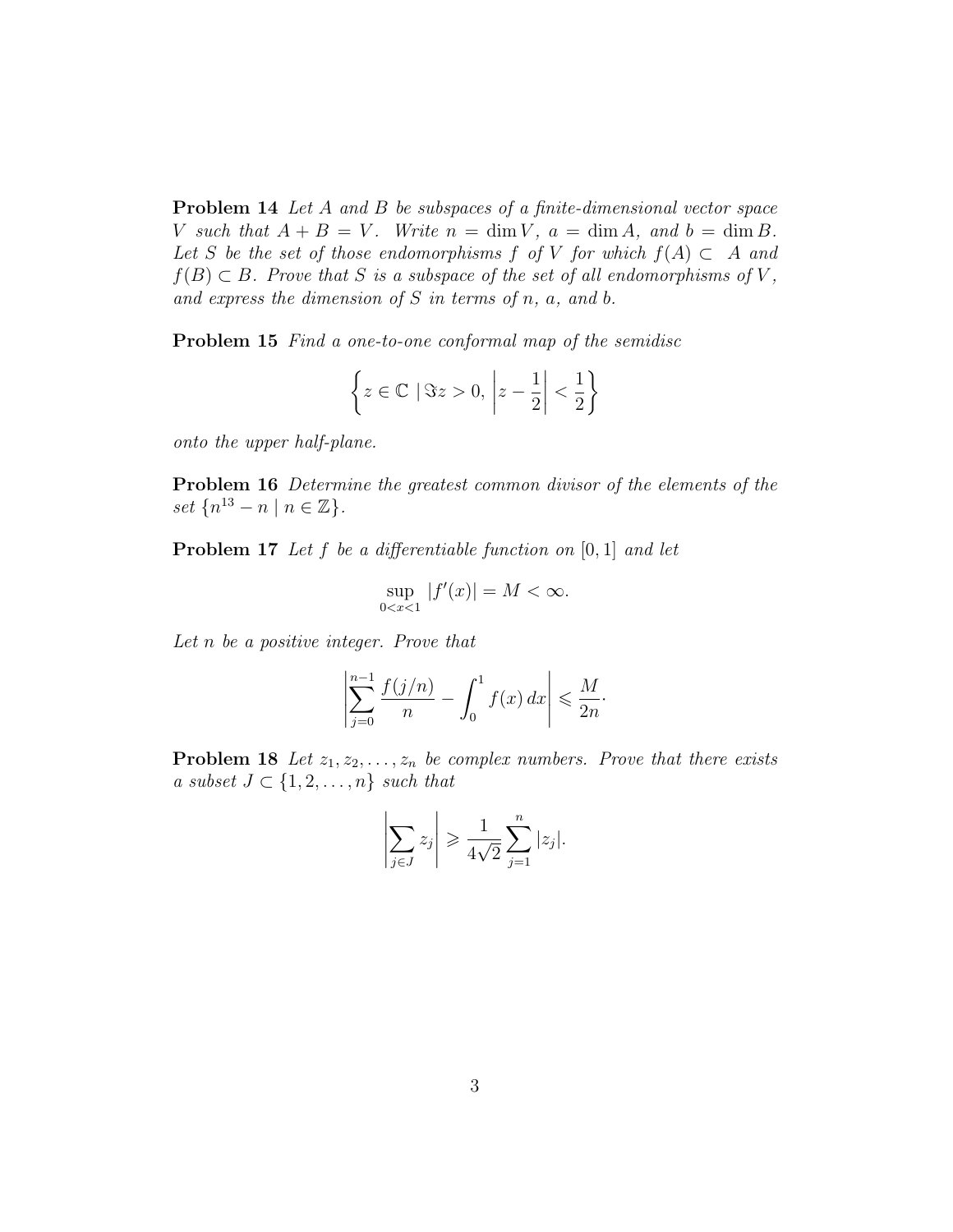**Problem 14** *Let $A$ and $B$ be subspaces of a finite-dimensional vector space $V$ such that $A + B = V$. Write $n = \dim V$, $a = \dim A$, and $b = \dim B$. Let $S$ be the set of those endomorphisms $f$ of $V$ for which $f(A) \subset A$ and $f(B) \subset B$. Prove that $S$ is a subspace of the set of all endomorphisms of $V$, and express the dimension of $S$ in terms of $n$, $a$, and $b$.*

**Problem 15** *Find a one-to-one conformal map of the semidisc*

$$\left\{ z \in \mathbb{C} \mid \Im z > 0, \left| z - \frac{1}{2} \right| < \frac{1}{2} \right\}$$

*onto the upper half-plane.*

**Problem 16** *Determine the greatest common divisor of the elements of the set $\{n^{13} - n \mid n \in \mathbb{Z}\}$.*

**Problem 17** *Let $f$ be a differentiable function on $[0, 1]$ and let*

$$\sup_{0<x<1} |f'(x)| = M < \infty.$$

*Let $n$ be a positive integer. Prove that*

$$\left| \sum_{j=0}^{n-1} \frac{f(j/n)}{n} - \int_0^1 f(x)\, dx \right| \leqslant \frac{M}{2n}.$$

**Problem 18** *Let $z_1, z_2, \ldots, z_n$ be complex numbers. Prove that there exists a subset $J \subset \{1, 2, \ldots, n\}$ such that*

$$\left| \sum_{j \in J} z_j \right| \geqslant \frac{1}{4\sqrt{2}} \sum_{j=1}^{n} |z_j|.$$